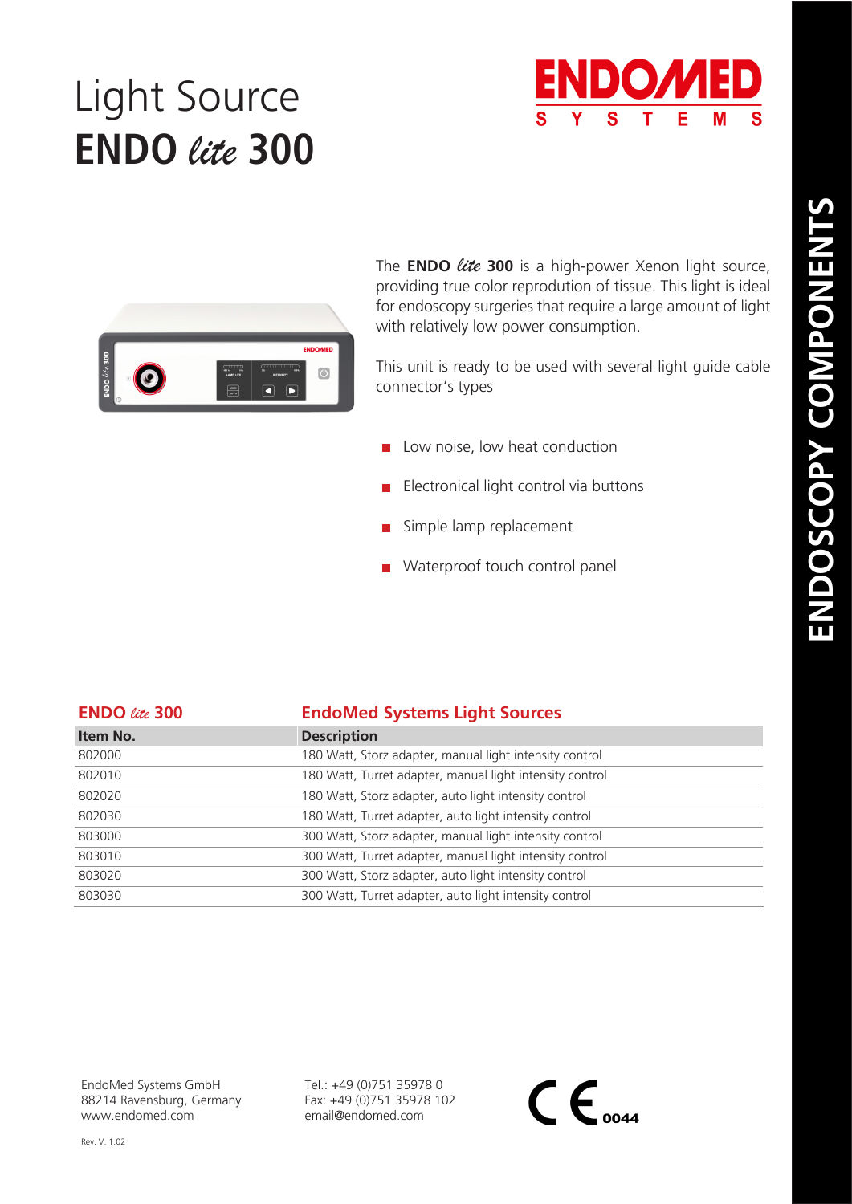# Light Source
# ENDO *lite* 300

ENDOMED SYSTEMS

ENDOSCOPY COMPONENTS

The **ENDO *lite* 300** is a high-power Xenon light source, providing true color reprodution of tissue. This light is ideal for endoscopy surgeries that require a large amount of light with relatively low power consumption.

This unit is ready to be used with several light guide cable connector's types

- Low noise, low heat conduction
- Electronical light control via buttons
- Simple lamp replacement
- Waterproof touch control panel

## ENDO *lite* 300 — EndoMed Systems Light Sources

| Item No. | Description |
|---|---|
| 802000 | 180 Watt, Storz adapter, manual light intensity control |
| 802010 | 180 Watt, Turret adapter, manual light intensity control |
| 802020 | 180 Watt, Storz adapter, auto light intensity control |
| 802030 | 180 Watt, Turret adapter, auto light intensity control |
| 803000 | 300 Watt, Storz adapter, manual light intensity control |
| 803010 | 300 Watt, Turret adapter, manual light intensity control |
| 803020 | 300 Watt, Storz adapter, auto light intensity control |
| 803030 | 300 Watt, Turret adapter, auto light intensity control |

EndoMed Systems GmbH
88214 Ravensburg, Germany
www.endomed.com

Tel.: +49 (0)751 35978 0
Fax: +49 (0)751 35978 102
email@endomed.com

CE 0044

Rev. V. 1.02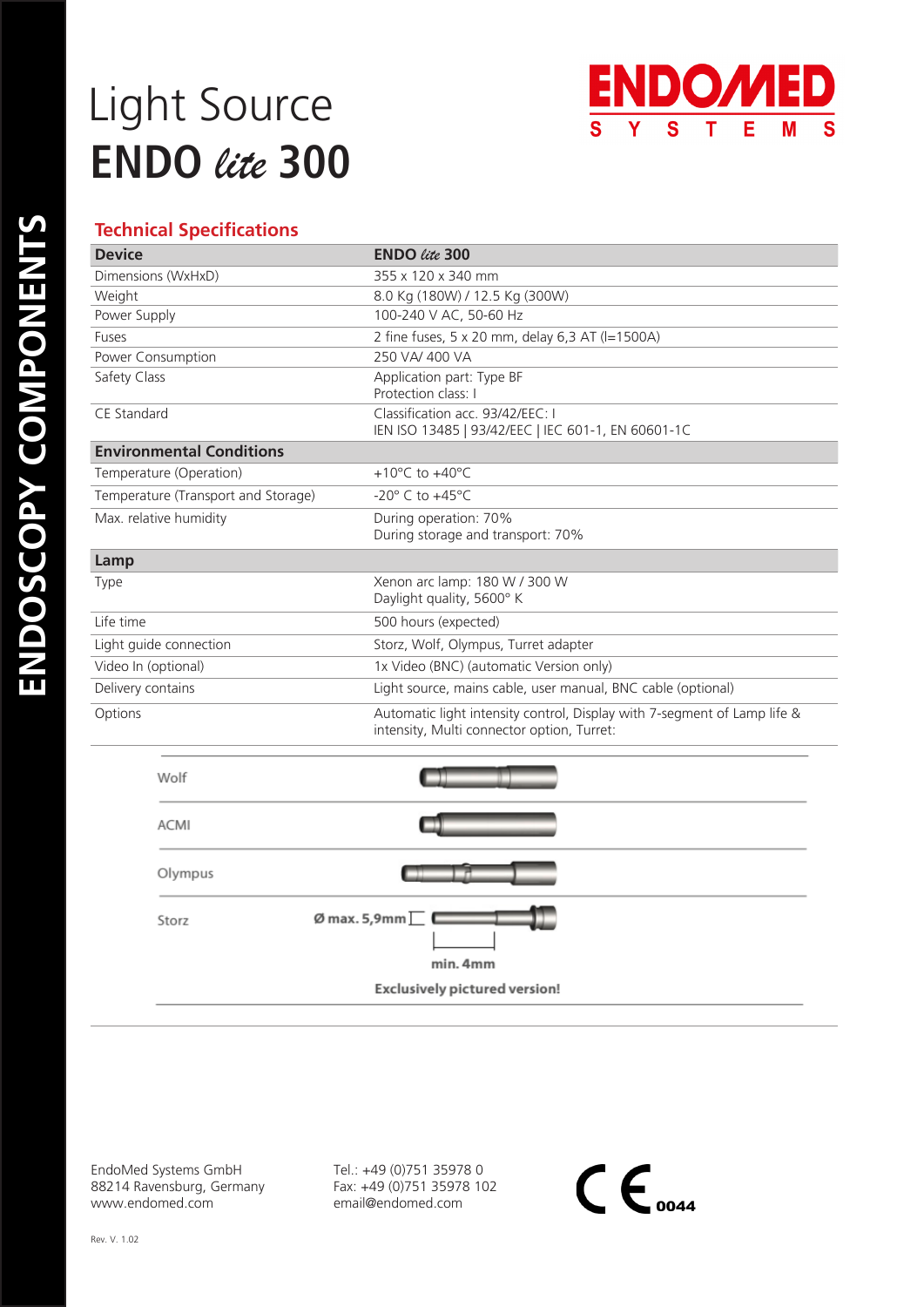# Light Source
# ENDO *lite* 300

ENDOMED SYSTEMS

ENDOSCOPY COMPONENTS

## Technical Specifications

| Device | ENDO *lite* 300 |
|---|---|
| Dimensions (WxHxD) | 355 x 120 x 340 mm |
| Weight | 8.0 Kg (180W) / 12.5 Kg (300W) |
| Power Supply | 100-240 V AC, 50-60 Hz |
| Fuses | 2 fine fuses, 5 x 20 mm, delay 6,3 AT (I=1500A) |
| Power Consumption | 250 VA/ 400 VA |
| Safety Class | Application part: Type BF<br>Protection class: I |
| CE Standard | Classification acc. 93/42/EEC: I<br>IEN ISO 13485 \| 93/42/EEC \| IEC 601-1, EN 60601-1C |
| **Environmental Conditions** | |
| Temperature (Operation) | +10°C to +40°C |
| Temperature (Transport and Storage) | -20° C to +45°C |
| Max. relative humidity | During operation: 70%<br>During storage and transport: 70% |
| **Lamp** | |
| Type | Xenon arc lamp: 180 W / 300 W<br>Daylight quality, 5600° K |
| Life time | 500 hours (expected) |
| Light guide connection | Storz, Wolf, Olympus, Turret adapter |
| Video In (optional) | 1x Video (BNC) (automatic Version only) |
| Delivery contains | Light source, mains cable, user manual, BNC cable (optional) |
| Options | Automatic light intensity control, Display with 7-segment of Lamp life & intensity, Multi connector option, Turret: |

Wolf

ACMI

Olympus

Storz

Ø max. 5,9mm

min. 4mm

Exclusively pictured version!

EndoMed Systems GmbH
88214 Ravensburg, Germany
www.endomed.com

Tel.: +49 (0)751 35978 0
Fax: +49 (0)751 35978 102
email@endomed.com

CE 0044

Rev. V. 1.02